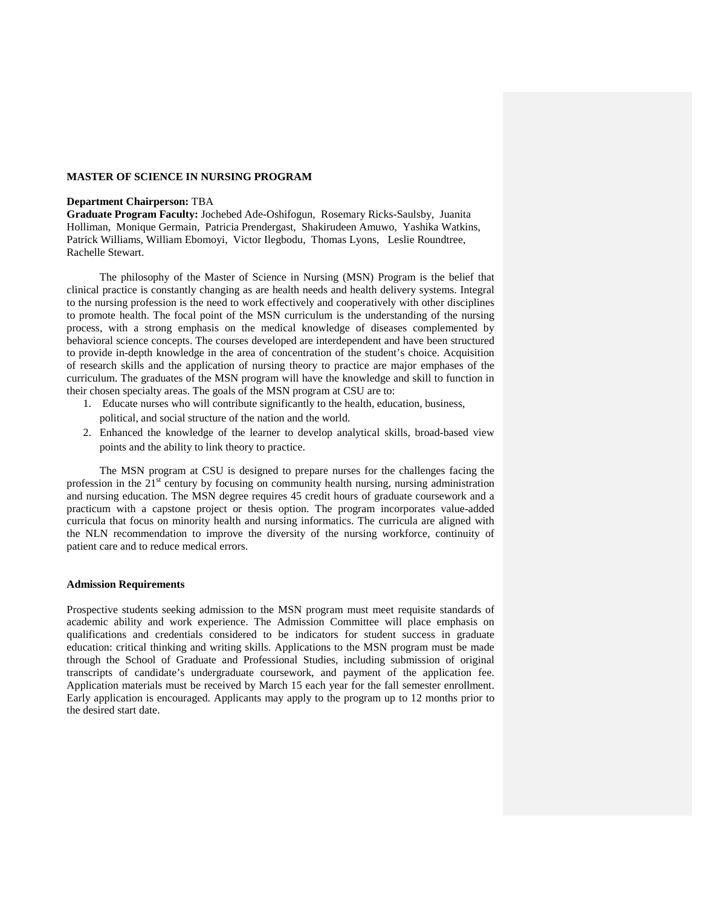# MASTER OF SCIENCE IN NURSING PROGRAM

**Department Chairperson:** TBA
**Graduate Program Faculty:** Jochebed Ade-Oshifogun, Rosemary Ricks-Saulsby, Juanita Holliman, Monique Germain, Patricia Prendergast, Shakirudeen Amuwo, Yashika Watkins, Patrick Williams, William Ebomoyi, Victor Ilegbodu, Thomas Lyons, Leslie Roundtree, Rachelle Stewart.

The philosophy of the Master of Science in Nursing (MSN) Program is the belief that clinical practice is constantly changing as are health needs and health delivery systems. Integral to the nursing profession is the need to work effectively and cooperatively with other disciplines to promote health. The focal point of the MSN curriculum is the understanding of the nursing process, with a strong emphasis on the medical knowledge of diseases complemented by behavioral science concepts. The courses developed are interdependent and have been structured to provide in-depth knowledge in the area of concentration of the student's choice. Acquisition of research skills and the application of nursing theory to practice are major emphases of the curriculum. The graduates of the MSN program will have the knowledge and skill to function in their chosen specialty areas. The goals of the MSN program at CSU are to:

1. Educate nurses who will contribute significantly to the health, education, business, political, and social structure of the nation and the world.
2. Enhanced the knowledge of the learner to develop analytical skills, broad-based view points and the ability to link theory to practice.

The MSN program at CSU is designed to prepare nurses for the challenges facing the profession in the 21st century by focusing on community health nursing, nursing administration and nursing education. The MSN degree requires 45 credit hours of graduate coursework and a practicum with a capstone project or thesis option. The program incorporates value-added curricula that focus on minority health and nursing informatics. The curricula are aligned with the NLN recommendation to improve the diversity of the nursing workforce, continuity of patient care and to reduce medical errors.

## Admission Requirements

Prospective students seeking admission to the MSN program must meet requisite standards of academic ability and work experience. The Admission Committee will place emphasis on qualifications and credentials considered to be indicators for student success in graduate education: critical thinking and writing skills. Applications to the MSN program must be made through the School of Graduate and Professional Studies, including submission of original transcripts of candidate's undergraduate coursework, and payment of the application fee. Application materials must be received by March 15 each year for the fall semester enrollment. Early application is encouraged. Applicants may apply to the program up to 12 months prior to the desired start date.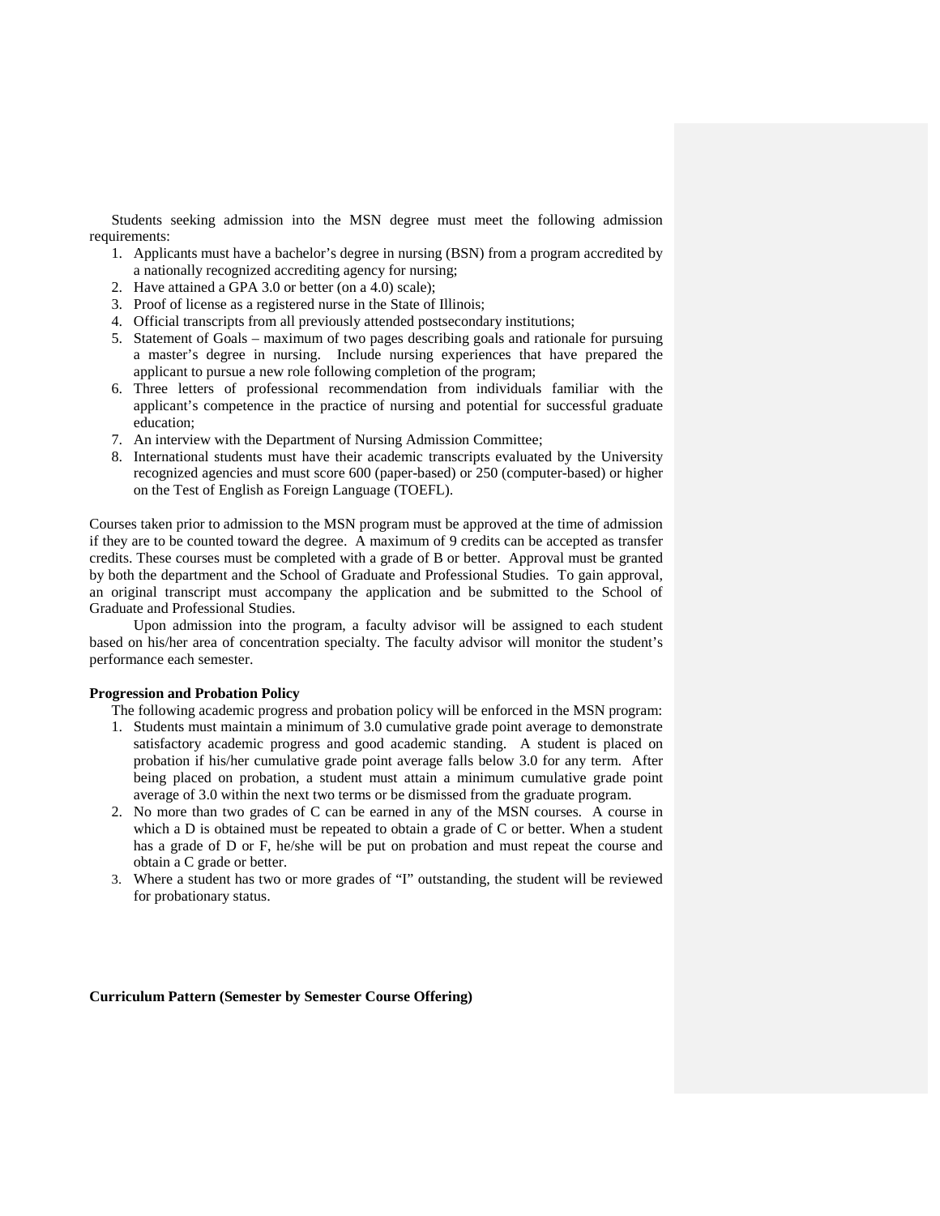Students seeking admission into the MSN degree must meet the following admission requirements:

1. Applicants must have a bachelor's degree in nursing (BSN) from a program accredited by a nationally recognized accrediting agency for nursing;
2. Have attained a GPA 3.0 or better (on a 4.0) scale);
3. Proof of license as a registered nurse in the State of Illinois;
4. Official transcripts from all previously attended postsecondary institutions;
5. Statement of Goals – maximum of two pages describing goals and rationale for pursuing a master's degree in nursing. Include nursing experiences that have prepared the applicant to pursue a new role following completion of the program;
6. Three letters of professional recommendation from individuals familiar with the applicant's competence in the practice of nursing and potential for successful graduate education;
7. An interview with the Department of Nursing Admission Committee;
8. International students must have their academic transcripts evaluated by the University recognized agencies and must score 600 (paper-based) or 250 (computer-based) or higher on the Test of English as Foreign Language (TOEFL).

Courses taken prior to admission to the MSN program must be approved at the time of admission if they are to be counted toward the degree. A maximum of 9 credits can be accepted as transfer credits. These courses must be completed with a grade of B or better. Approval must be granted by both the department and the School of Graduate and Professional Studies. To gain approval, an original transcript must accompany the application and be submitted to the School of Graduate and Professional Studies.

Upon admission into the program, a faculty advisor will be assigned to each student based on his/her area of concentration specialty. The faculty advisor will monitor the student's performance each semester.

**Progression and Probation Policy**

The following academic progress and probation policy will be enforced in the MSN program:

1. Students must maintain a minimum of 3.0 cumulative grade point average to demonstrate satisfactory academic progress and good academic standing. A student is placed on probation if his/her cumulative grade point average falls below 3.0 for any term. After being placed on probation, a student must attain a minimum cumulative grade point average of 3.0 within the next two terms or be dismissed from the graduate program.
2. No more than two grades of C can be earned in any of the MSN courses. A course in which a D is obtained must be repeated to obtain a grade of C or better. When a student has a grade of D or F, he/she will be put on probation and must repeat the course and obtain a C grade or better.
3. Where a student has two or more grades of "I" outstanding, the student will be reviewed for probationary status.

**Curriculum Pattern (Semester by Semester Course Offering)**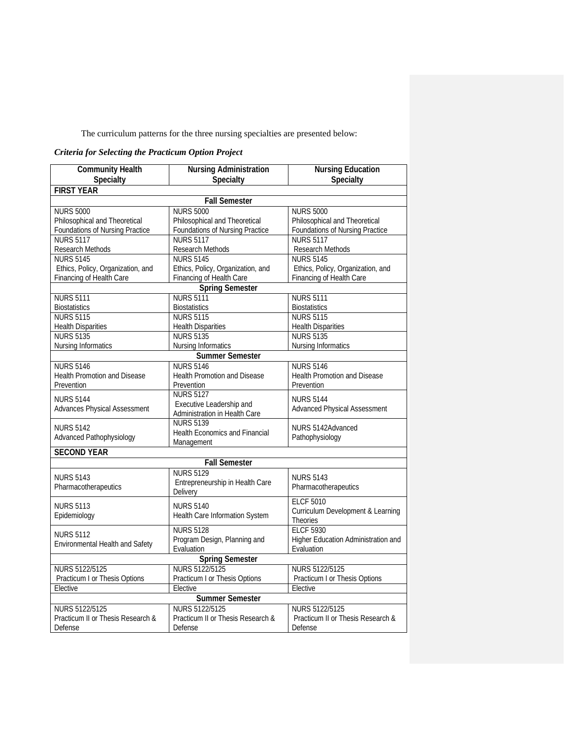The curriculum patterns for the three nursing specialties are presented below:

***Criteria for Selecting the Practicum Option Project***

| Community Health Specialty | Nursing Administration Specialty | Nursing Education Specialty |
|---|---|---|
| **FIRST YEAR** | | |
| **Fall Semester** | | |
| NURS 5000 Philosophical and Theoretical Foundations of Nursing Practice | NURS 5000 Philosophical and Theoretical Foundations of Nursing Practice | NURS 5000 Philosophical and Theoretical Foundations of Nursing Practice |
| NURS 5117 Research Methods | NURS 5117 Research Methods | NURS 5117 Research Methods |
| NURS 5145 Ethics, Policy, Organization, and Financing of Health Care | NURS 5145 Ethics, Policy, Organization, and Financing of Health Care | NURS 5145 Ethics, Policy, Organization, and Financing of Health Care |
| **Spring Semester** | | |
| NURS 5111 Biostatistics | NURS 5111 Biostatistics | NURS 5111 Biostatistics |
| NURS 5115 Health Disparities | NURS 5115 Health Disparities | NURS 5115 Health Disparities |
| NURS 5135 Nursing Informatics | NURS 5135 Nursing Informatics | NURS 5135 Nursing Informatics |
| **Summer Semester** | | |
| NURS 5146 Health Promotion and Disease Prevention | NURS 5146 Health Promotion and Disease Prevention | NURS 5146 Health Promotion and Disease Prevention |
| NURS 5144 Advances Physical Assessment | NURS 5127 Executive Leadership and Administration in Health Care | NURS 5144 Advanced Physical Assessment |
| NURS 5142 Advanced Pathophysiology | NURS 5139 Health Economics and Financial Management | NURS 5142Advanced Pathophysiology |
| **SECOND YEAR** | | |
| **Fall Semester** | | |
| NURS 5143 Pharmacotherapeutics | NURS 5129 Entrepreneurship in Health Care Delivery | NURS 5143 Pharmacotherapeutics |
| NURS 5113 Epidemiology | NURS 5140 Health Care Information System | ELCF 5010 Curriculum Development & Learning Theories |
| NURS 5112 Environmental Health and Safety | NURS 5128 Program Design, Planning and Evaluation | ELCF 5930 Higher Education Administration and Evaluation |
| **Spring Semester** | | |
| NURS 5122/5125 Practicum I or Thesis Options | NURS 5122/5125 Practicum I or Thesis Options | NURS 5122/5125 Practicum I or Thesis Options |
| Elective | Elective | Elective |
| **Summer Semester** | | |
| NURS 5122/5125 Practicum II or Thesis Research & Defense | NURS 5122/5125 Practicum II or Thesis Research & Defense | NURS 5122/5125 Practicum II or Thesis Research & Defense |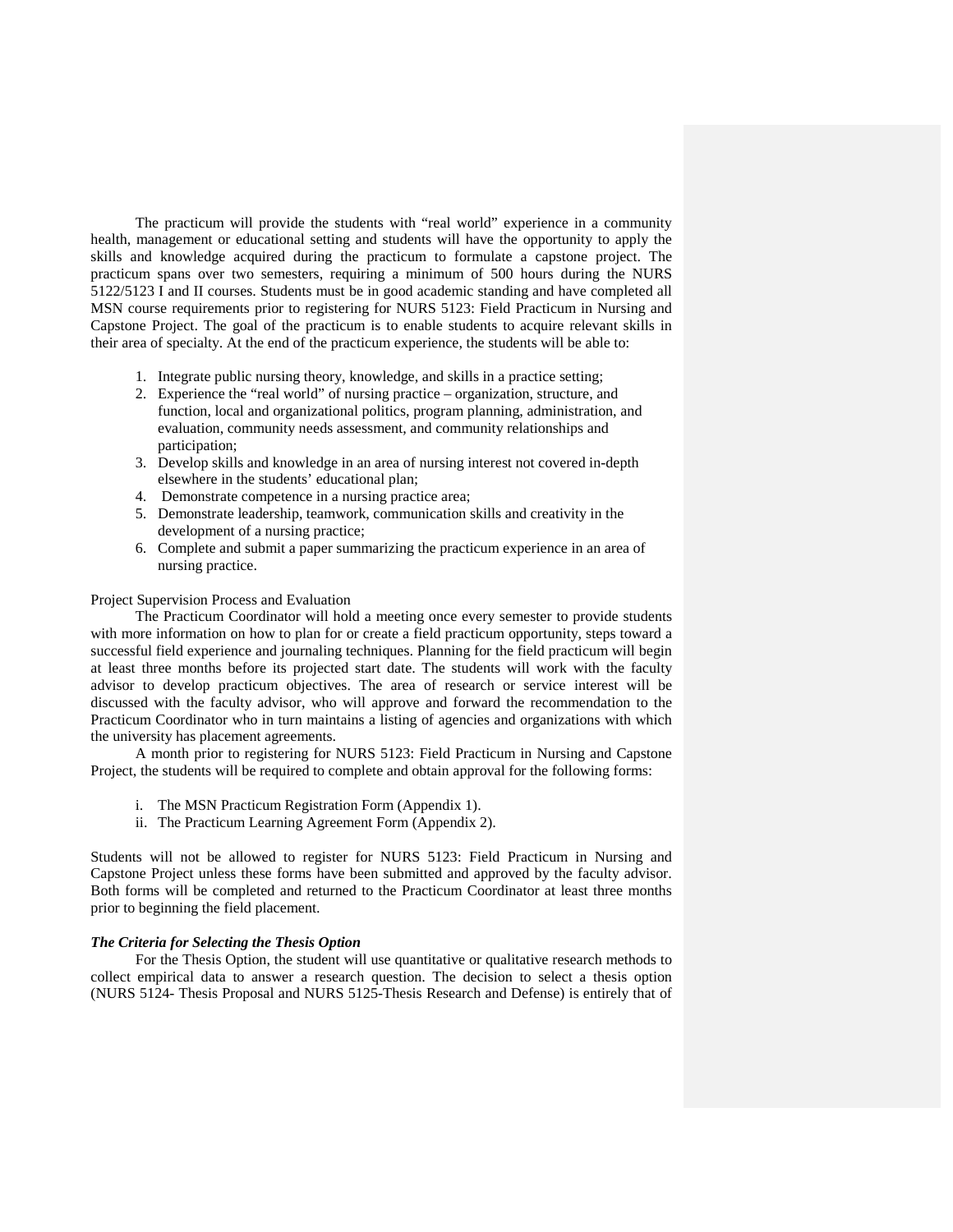The practicum will provide the students with "real world" experience in a community health, management or educational setting and students will have the opportunity to apply the skills and knowledge acquired during the practicum to formulate a capstone project. The practicum spans over two semesters, requiring a minimum of 500 hours during the NURS 5122/5123 I and II courses. Students must be in good academic standing and have completed all MSN course requirements prior to registering for NURS 5123: Field Practicum in Nursing and Capstone Project. The goal of the practicum is to enable students to acquire relevant skills in their area of specialty. At the end of the practicum experience, the students will be able to:

1. Integrate public nursing theory, knowledge, and skills in a practice setting;
2. Experience the "real world" of nursing practice – organization, structure, and function, local and organizational politics, program planning, administration, and evaluation, community needs assessment, and community relationships and participation;
3. Develop skills and knowledge in an area of nursing interest not covered in-depth elsewhere in the students' educational plan;
4. Demonstrate competence in a nursing practice area;
5. Demonstrate leadership, teamwork, communication skills and creativity in the development of a nursing practice;
6. Complete and submit a paper summarizing the practicum experience in an area of nursing practice.

Project Supervision Process and Evaluation

The Practicum Coordinator will hold a meeting once every semester to provide students with more information on how to plan for or create a field practicum opportunity, steps toward a successful field experience and journaling techniques. Planning for the field practicum will begin at least three months before its projected start date. The students will work with the faculty advisor to develop practicum objectives. The area of research or service interest will be discussed with the faculty advisor, who will approve and forward the recommendation to the Practicum Coordinator who in turn maintains a listing of agencies and organizations with which the university has placement agreements.

A month prior to registering for NURS 5123: Field Practicum in Nursing and Capstone Project, the students will be required to complete and obtain approval for the following forms:

i. The MSN Practicum Registration Form (Appendix 1).
ii. The Practicum Learning Agreement Form (Appendix 2).

Students will not be allowed to register for NURS 5123: Field Practicum in Nursing and Capstone Project unless these forms have been submitted and approved by the faculty advisor. Both forms will be completed and returned to the Practicum Coordinator at least three months prior to beginning the field placement.

***The Criteria for Selecting the Thesis Option***

For the Thesis Option, the student will use quantitative or qualitative research methods to collect empirical data to answer a research question. The decision to select a thesis option (NURS 5124- Thesis Proposal and NURS 5125-Thesis Research and Defense) is entirely that of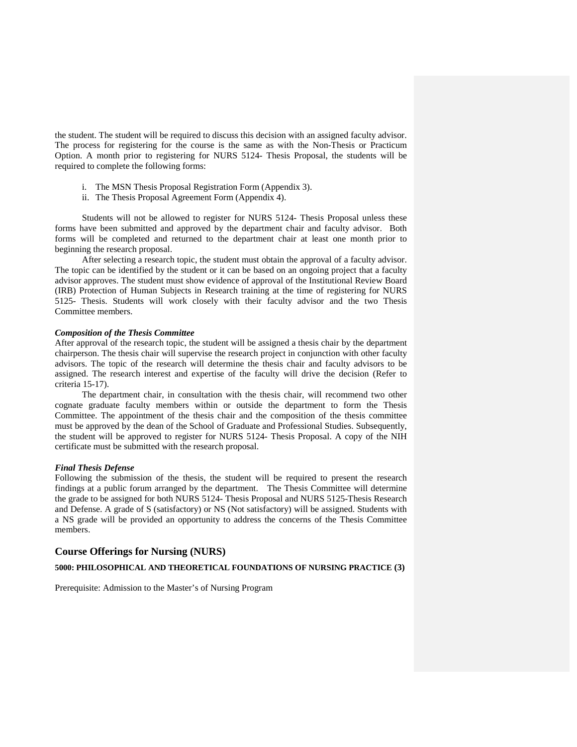the student. The student will be required to discuss this decision with an assigned faculty advisor. The process for registering for the course is the same as with the Non-Thesis or Practicum Option. A month prior to registering for NURS 5124- Thesis Proposal, the students will be required to complete the following forms:

i. The MSN Thesis Proposal Registration Form (Appendix 3).
ii. The Thesis Proposal Agreement Form (Appendix 4).

Students will not be allowed to register for NURS 5124- Thesis Proposal unless these forms have been submitted and approved by the department chair and faculty advisor. Both forms will be completed and returned to the department chair at least one month prior to beginning the research proposal.

After selecting a research topic, the student must obtain the approval of a faculty advisor. The topic can be identified by the student or it can be based on an ongoing project that a faculty advisor approves. The student must show evidence of approval of the Institutional Review Board (IRB) Protection of Human Subjects in Research training at the time of registering for NURS 5125- Thesis. Students will work closely with their faculty advisor and the two Thesis Committee members.

***Composition of the Thesis Committee***

After approval of the research topic, the student will be assigned a thesis chair by the department chairperson. The thesis chair will supervise the research project in conjunction with other faculty advisors. The topic of the research will determine the thesis chair and faculty advisors to be assigned. The research interest and expertise of the faculty will drive the decision (Refer to criteria 15-17).

The department chair, in consultation with the thesis chair, will recommend two other cognate graduate faculty members within or outside the department to form the Thesis Committee. The appointment of the thesis chair and the composition of the thesis committee must be approved by the dean of the School of Graduate and Professional Studies. Subsequently, the student will be approved to register for NURS 5124- Thesis Proposal. A copy of the NIH certificate must be submitted with the research proposal.

***Final Thesis Defense***

Following the submission of the thesis, the student will be required to present the research findings at a public forum arranged by the department. The Thesis Committee will determine the grade to be assigned for both NURS 5124- Thesis Proposal and NURS 5125-Thesis Research and Defense. A grade of S (satisfactory) or NS (Not satisfactory) will be assigned. Students with a NS grade will be provided an opportunity to address the concerns of the Thesis Committee members.

## Course Offerings for Nursing (NURS)

**5000: PHILOSOPHICAL AND THEORETICAL FOUNDATIONS OF NURSING PRACTICE (3)**

Prerequisite: Admission to the Master's of Nursing Program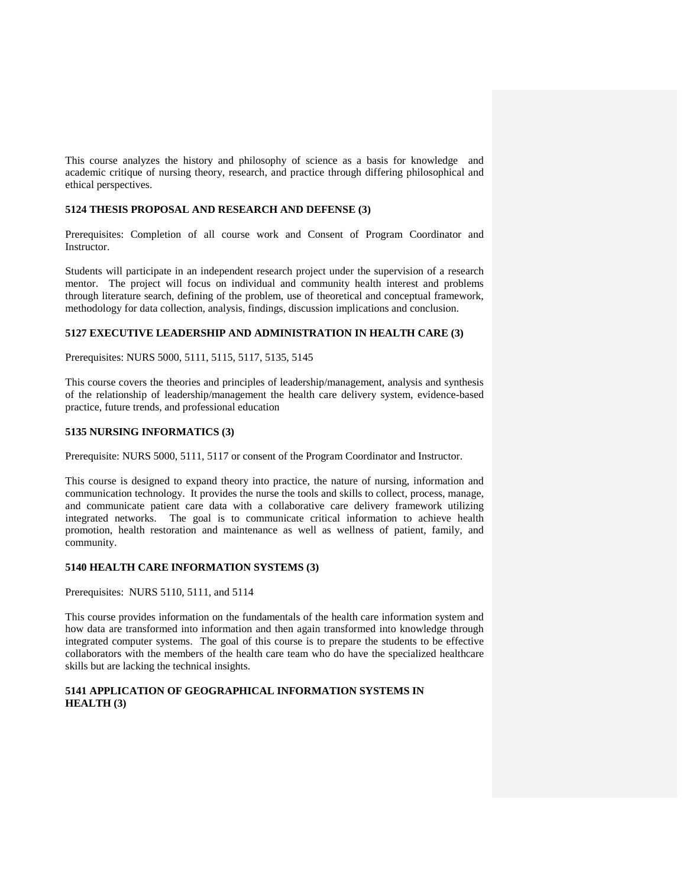This course analyzes the history and philosophy of science as a basis for knowledge and academic critique of nursing theory, research, and practice through differing philosophical and ethical perspectives.

**5124 THESIS PROPOSAL AND RESEARCH AND DEFENSE (3)**

Prerequisites: Completion of all course work and Consent of Program Coordinator and Instructor.

Students will participate in an independent research project under the supervision of a research mentor. The project will focus on individual and community health interest and problems through literature search, defining of the problem, use of theoretical and conceptual framework, methodology for data collection, analysis, findings, discussion implications and conclusion.

**5127 EXECUTIVE LEADERSHIP AND ADMINISTRATION IN HEALTH CARE (3)**

Prerequisites: NURS 5000, 5111, 5115, 5117, 5135, 5145

This course covers the theories and principles of leadership/management, analysis and synthesis of the relationship of leadership/management the health care delivery system, evidence-based practice, future trends, and professional education

**5135 NURSING INFORMATICS (3)**

Prerequisite: NURS 5000, 5111, 5117 or consent of the Program Coordinator and Instructor.

This course is designed to expand theory into practice, the nature of nursing, information and communication technology. It provides the nurse the tools and skills to collect, process, manage, and communicate patient care data with a collaborative care delivery framework utilizing integrated networks. The goal is to communicate critical information to achieve health promotion, health restoration and maintenance as well as wellness of patient, family, and community.

**5140 HEALTH CARE INFORMATION SYSTEMS (3)**

Prerequisites: NURS 5110, 5111, and 5114

This course provides information on the fundamentals of the health care information system and how data are transformed into information and then again transformed into knowledge through integrated computer systems. The goal of this course is to prepare the students to be effective collaborators with the members of the health care team who do have the specialized healthcare skills but are lacking the technical insights.

**5141 APPLICATION OF GEOGRAPHICAL INFORMATION SYSTEMS IN HEALTH (3)**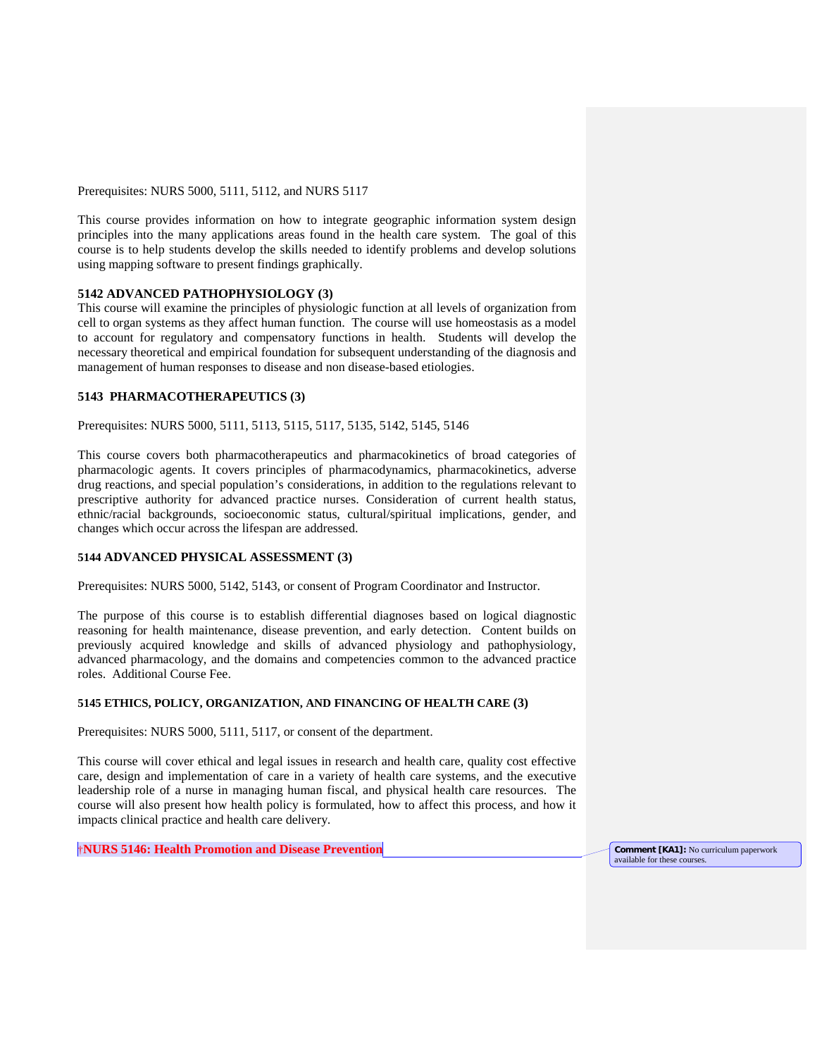Prerequisites: NURS 5000, 5111, 5112, and NURS 5117

This course provides information on how to integrate geographic information system design principles into the many applications areas found in the health care system. The goal of this course is to help students develop the skills needed to identify problems and develop solutions using mapping software to present findings graphically.

**5142 ADVANCED PATHOPHYSIOLOGY (3)**

This course will examine the principles of physiologic function at all levels of organization from cell to organ systems as they affect human function. The course will use homeostasis as a model to account for regulatory and compensatory functions in health. Students will develop the necessary theoretical and empirical foundation for subsequent understanding of the diagnosis and management of human responses to disease and non disease-based etiologies.

**5143 PHARMACOTHERAPEUTICS (3)**

Prerequisites: NURS 5000, 5111, 5113, 5115, 5117, 5135, 5142, 5145, 5146

This course covers both pharmacotherapeutics and pharmacokinetics of broad categories of pharmacologic agents. It covers principles of pharmacodynamics, pharmacokinetics, adverse drug reactions, and special population's considerations, in addition to the regulations relevant to prescriptive authority for advanced practice nurses. Consideration of current health status, ethnic/racial backgrounds, socioeconomic status, cultural/spiritual implications, gender, and changes which occur across the lifespan are addressed.

**5144 ADVANCED PHYSICAL ASSESSMENT (3)**

Prerequisites: NURS 5000, 5142, 5143, or consent of Program Coordinator and Instructor.

The purpose of this course is to establish differential diagnoses based on logical diagnostic reasoning for health maintenance, disease prevention, and early detection. Content builds on previously acquired knowledge and skills of advanced physiology and pathophysiology, advanced pharmacology, and the domains and competencies common to the advanced practice roles. Additional Course Fee.

**5145 ETHICS, POLICY, ORGANIZATION, AND FINANCING OF HEALTH CARE (3)**

Prerequisites: NURS 5000, 5111, 5117, or consent of the department.

This course will cover ethical and legal issues in research and health care, quality cost effective care, design and implementation of care in a variety of health care systems, and the executive leadership role of a nurse in managing human fiscal, and physical health care resources. The course will also present how health policy is formulated, how to affect this process, and how it impacts clinical practice and health care delivery.

**NURS 5146: Health Promotion and Disease Prevention**

Comment [KA1]: No curriculum paperwork available for these courses.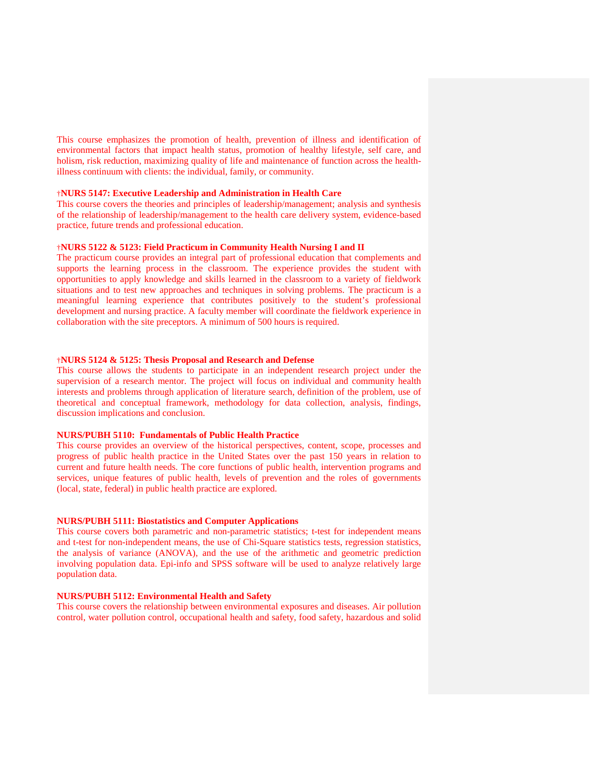This course emphasizes the promotion of health, prevention of illness and identification of environmental factors that impact health status, promotion of healthy lifestyle, self care, and holism, risk reduction, maximizing quality of life and maintenance of function across the health-illness continuum with clients: the individual, family, or community.

**†NURS 5147: Executive Leadership and Administration in Health Care**

This course covers the theories and principles of leadership/management; analysis and synthesis of the relationship of leadership/management to the health care delivery system, evidence-based practice, future trends and professional education.

**†NURS 5122 & 5123: Field Practicum in Community Health Nursing I and II**

The practicum course provides an integral part of professional education that complements and supports the learning process in the classroom. The experience provides the student with opportunities to apply knowledge and skills learned in the classroom to a variety of fieldwork situations and to test new approaches and techniques in solving problems. The practicum is a meaningful learning experience that contributes positively to the student's professional development and nursing practice. A faculty member will coordinate the fieldwork experience in collaboration with the site preceptors. A minimum of 500 hours is required.

**†NURS 5124 & 5125: Thesis Proposal and Research and Defense**

This course allows the students to participate in an independent research project under the supervision of a research mentor. The project will focus on individual and community health interests and problems through application of literature search, definition of the problem, use of theoretical and conceptual framework, methodology for data collection, analysis, findings, discussion implications and conclusion.

**NURS/PUBH 5110: Fundamentals of Public Health Practice**

This course provides an overview of the historical perspectives, content, scope, processes and progress of public health practice in the United States over the past 150 years in relation to current and future health needs. The core functions of public health, intervention programs and services, unique features of public health, levels of prevention and the roles of governments (local, state, federal) in public health practice are explored.

**NURS/PUBH 5111: Biostatistics and Computer Applications**

This course covers both parametric and non-parametric statistics; t-test for independent means and t-test for non-independent means, the use of Chi-Square statistics tests, regression statistics, the analysis of variance (ANOVA), and the use of the arithmetic and geometric prediction involving population data. Epi-info and SPSS software will be used to analyze relatively large population data.

**NURS/PUBH 5112: Environmental Health and Safety**

This course covers the relationship between environmental exposures and diseases. Air pollution control, water pollution control, occupational health and safety, food safety, hazardous and solid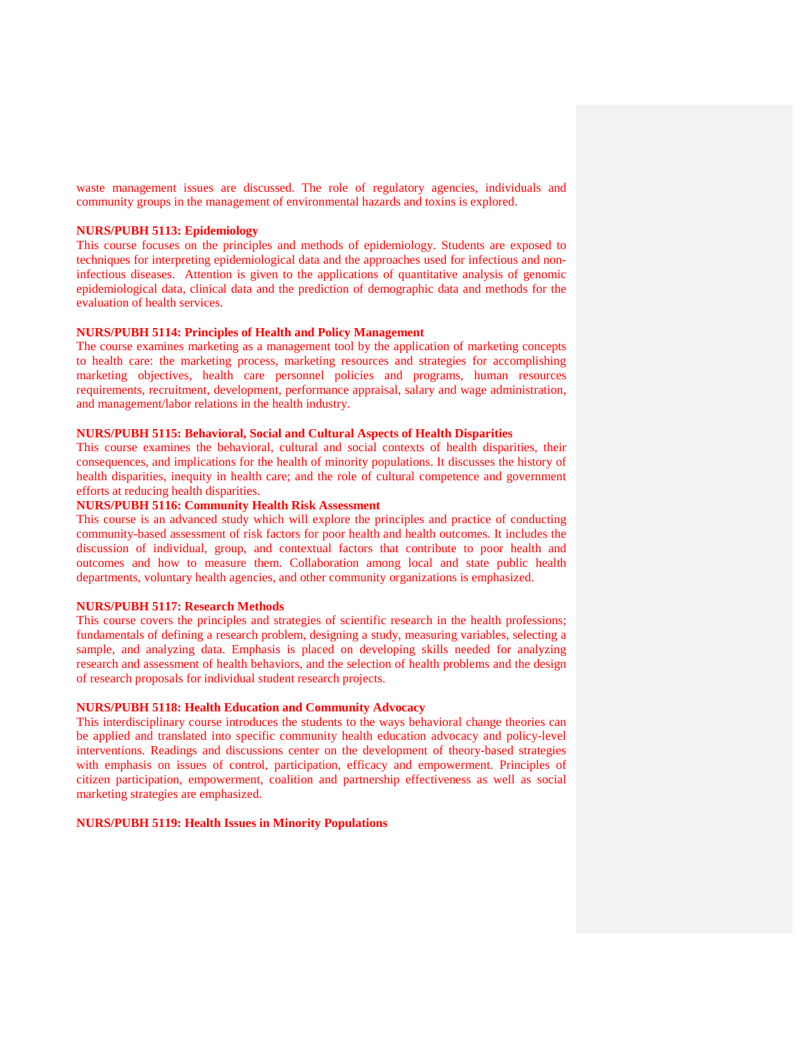waste management issues are discussed. The role of regulatory agencies, individuals and community groups in the management of environmental hazards and toxins is explored.

**NURS/PUBH 5113: Epidemiology**

This course focuses on the principles and methods of epidemiology. Students are exposed to techniques for interpreting epidemiological data and the approaches used for infectious and non-infectious diseases. Attention is given to the applications of quantitative analysis of genomic epidemiological data, clinical data and the prediction of demographic data and methods for the evaluation of health services.

**NURS/PUBH 5114: Principles of Health and Policy Management**

The course examines marketing as a management tool by the application of marketing concepts to health care: the marketing process, marketing resources and strategies for accomplishing marketing objectives, health care personnel policies and programs, human resources requirements, recruitment, development, performance appraisal, salary and wage administration, and management/labor relations in the health industry.

**NURS/PUBH 5115: Behavioral, Social and Cultural Aspects of Health Disparities**

This course examines the behavioral, cultural and social contexts of health disparities, their consequences, and implications for the health of minority populations. It discusses the history of health disparities, inequity in health care; and the role of cultural competence and government efforts at reducing health disparities.

**NURS/PUBH 5116: Community Health Risk Assessment**

This course is an advanced study which will explore the principles and practice of conducting community-based assessment of risk factors for poor health and health outcomes. It includes the discussion of individual, group, and contextual factors that contribute to poor health and outcomes and how to measure them. Collaboration among local and state public health departments, voluntary health agencies, and other community organizations is emphasized.

**NURS/PUBH 5117: Research Methods**

This course covers the principles and strategies of scientific research in the health professions; fundamentals of defining a research problem, designing a study, measuring variables, selecting a sample, and analyzing data. Emphasis is placed on developing skills needed for analyzing research and assessment of health behaviors, and the selection of health problems and the design of research proposals for individual student research projects.

**NURS/PUBH 5118: Health Education and Community Advocacy**

This interdisciplinary course introduces the students to the ways behavioral change theories can be applied and translated into specific community health education advocacy and policy-level interventions. Readings and discussions center on the development of theory-based strategies with emphasis on issues of control, participation, efficacy and empowerment. Principles of citizen participation, empowerment, coalition and partnership effectiveness as well as social marketing strategies are emphasized.

**NURS/PUBH 5119: Health Issues in Minority Populations**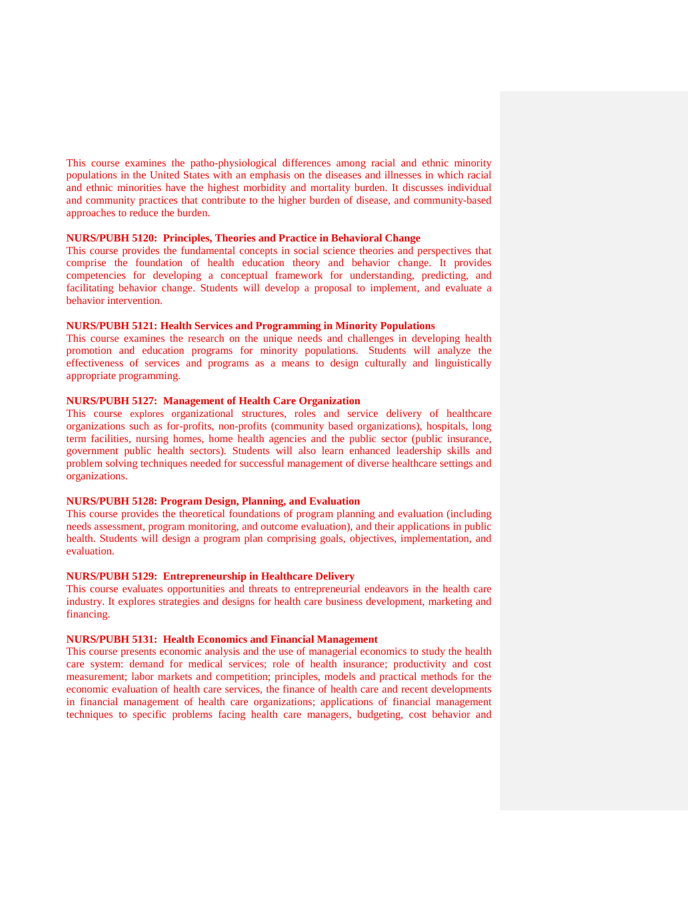This course examines the patho-physiological differences among racial and ethnic minority populations in the United States with an emphasis on the diseases and illnesses in which racial and ethnic minorities have the highest morbidity and mortality burden. It discusses individual and community practices that contribute to the higher burden of disease, and community-based approaches to reduce the burden.

**NURS/PUBH 5120: Principles, Theories and Practice in Behavioral Change**
This course provides the fundamental concepts in social science theories and perspectives that comprise the foundation of health education theory and behavior change. It provides competencies for developing a conceptual framework for understanding, predicting, and facilitating behavior change. Students will develop a proposal to implement, and evaluate a behavior intervention.

**NURS/PUBH 5121: Health Services and Programming in Minority Populations**
This course examines the research on the unique needs and challenges in developing health promotion and education programs for minority populations. Students will analyze the effectiveness of services and programs as a means to design culturally and linguistically appropriate programming.

**NURS/PUBH 5127: Management of Health Care Organization**
This course explores organizational structures, roles and service delivery of healthcare organizations such as for-profits, non-profits (community based organizations), hospitals, long term facilities, nursing homes, home health agencies and the public sector (public insurance, government public health sectors). Students will also learn enhanced leadership skills and problem solving techniques needed for successful management of diverse healthcare settings and organizations.

**NURS/PUBH 5128: Program Design, Planning, and Evaluation**
This course provides the theoretical foundations of program planning and evaluation (including needs assessment, program monitoring, and outcome evaluation), and their applications in public health. Students will design a program plan comprising goals, objectives, implementation, and evaluation.

**NURS/PUBH 5129: Entrepreneurship in Healthcare Delivery**
This course evaluates opportunities and threats to entrepreneurial endeavors in the health care industry. It explores strategies and designs for health care business development, marketing and financing.

**NURS/PUBH 5131: Health Economics and Financial Management**
This course presents economic analysis and the use of managerial economics to study the health care system: demand for medical services; role of health insurance; productivity and cost measurement; labor markets and competition; principles, models and practical methods for the economic evaluation of health care services, the finance of health care and recent developments in financial management of health care organizations; applications of financial management techniques to specific problems facing health care managers, budgeting, cost behavior and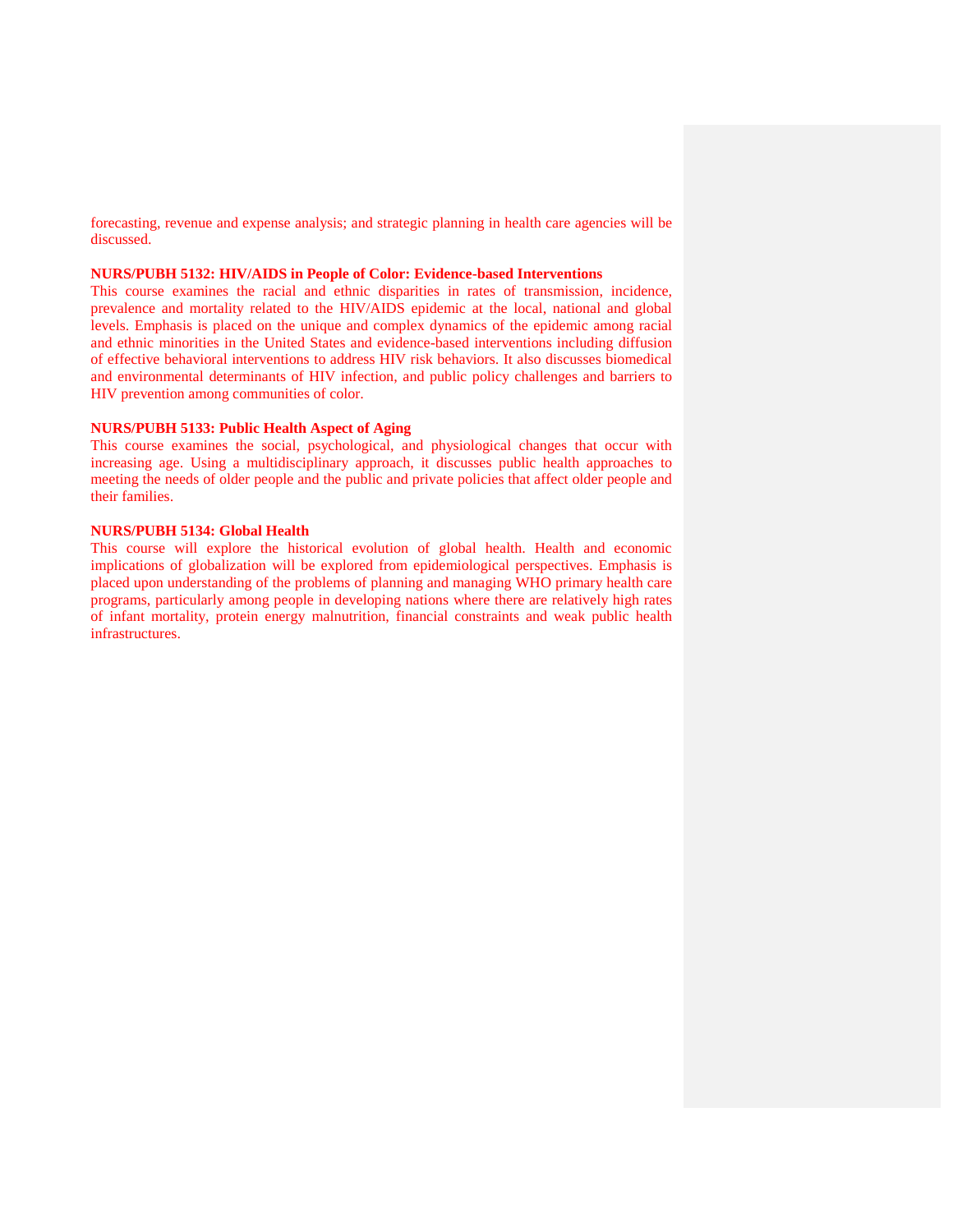forecasting, revenue and expense analysis; and strategic planning in health care agencies will be discussed.

**NURS/PUBH 5132: HIV/AIDS in People of Color: Evidence-based Interventions**

This course examines the racial and ethnic disparities in rates of transmission, incidence, prevalence and mortality related to the HIV/AIDS epidemic at the local, national and global levels. Emphasis is placed on the unique and complex dynamics of the epidemic among racial and ethnic minorities in the United States and evidence-based interventions including diffusion of effective behavioral interventions to address HIV risk behaviors. It also discusses biomedical and environmental determinants of HIV infection, and public policy challenges and barriers to HIV prevention among communities of color.

**NURS/PUBH 5133: Public Health Aspect of Aging**

This course examines the social, psychological, and physiological changes that occur with increasing age. Using a multidisciplinary approach, it discusses public health approaches to meeting the needs of older people and the public and private policies that affect older people and their families.

**NURS/PUBH 5134: Global Health**

This course will explore the historical evolution of global health. Health and economic implications of globalization will be explored from epidemiological perspectives. Emphasis is placed upon understanding of the problems of planning and managing WHO primary health care programs, particularly among people in developing nations where there are relatively high rates of infant mortality, protein energy malnutrition, financial constraints and weak public health infrastructures.